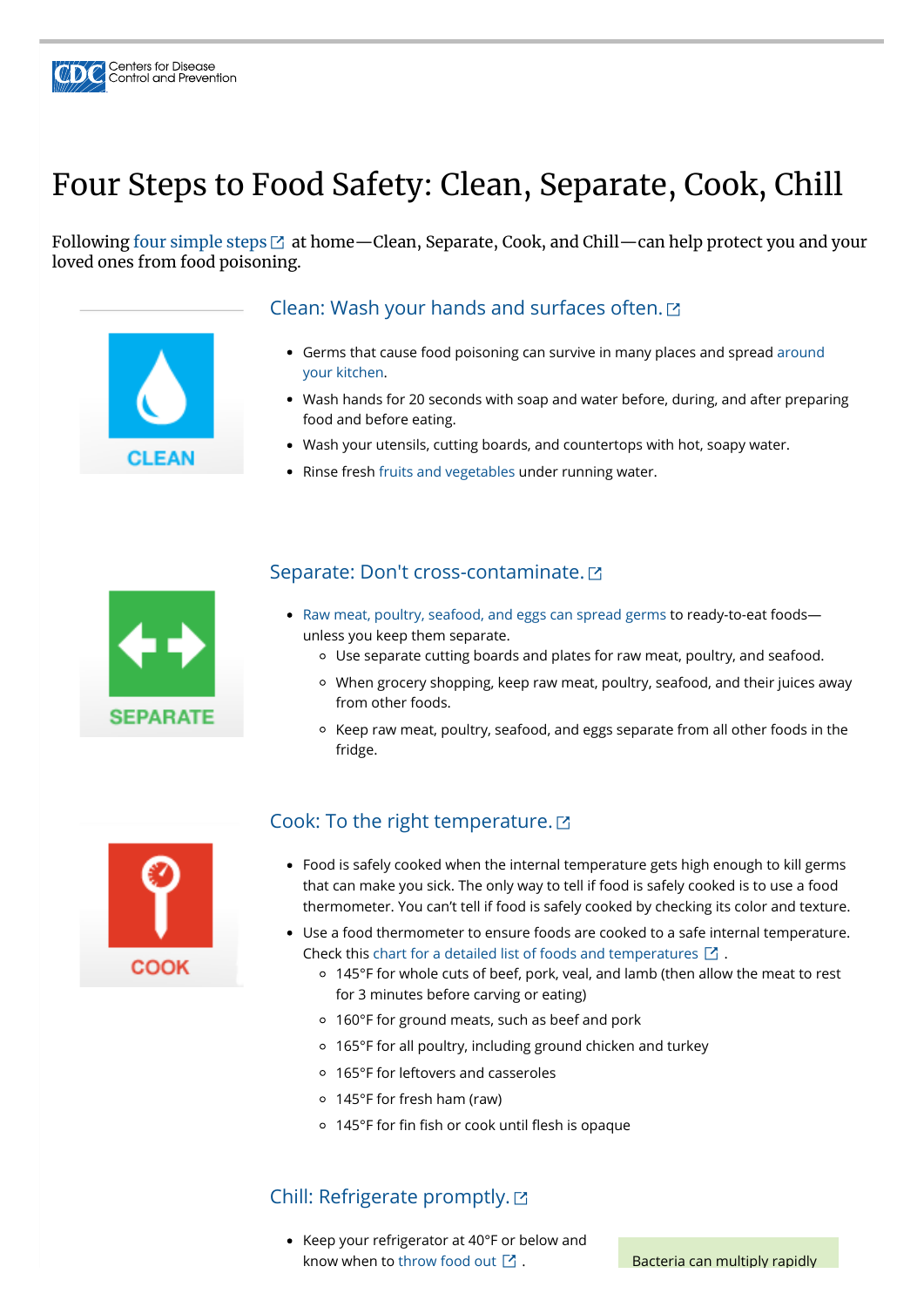# Four Steps to Food Safety: Clean, Separate, Cook, Chill

Following four simple steps at home—Clean, Separate, Cook, and Chill—can help protect you and your loved ones from food poisoning.

CLEAN

## Clean: Wash your hands and surfaces often.

- Germs that cause food poisoning can survive in many places and spread around your kitchen.
- Wash hands for 20 seconds with soap and water before, during, and after preparing food and before eating.
- Wash your utensils, cutting boards, and countertops with hot, soapy water.
- Rinse fresh fruits and vegetables under running water.

SEPARATE

## Separate: Don't cross-contaminate.

- Raw meat, poultry, seafood, and eggs can spread germs to ready-to-eat foods—unless you keep them separate.
  - Use separate cutting boards and plates for raw meat, poultry, and seafood.
  - When grocery shopping, keep raw meat, poultry, seafood, and their juices away from other foods.
  - Keep raw meat, poultry, seafood, and eggs separate from all other foods in the fridge.

COOK

## Cook: To the right temperature.

- Food is safely cooked when the internal temperature gets high enough to kill germs that can make you sick. The only way to tell if food is safely cooked is to use a food thermometer. You can't tell if food is safely cooked by checking its color and texture.
- Use a food thermometer to ensure foods are cooked to a safe internal temperature. Check this chart for a detailed list of foods and temperatures .
  - 145°F for whole cuts of beef, pork, veal, and lamb (then allow the meat to rest for 3 minutes before carving or eating)
  - 160°F for ground meats, such as beef and pork
  - 165°F for all poultry, including ground chicken and turkey
  - 165°F for leftovers and casseroles
  - 145°F for fresh ham (raw)
  - 145°F for fin fish or cook until flesh is opaque

## Chill: Refrigerate promptly.

- Keep your refrigerator at 40°F or below and know when to throw food out .

Bacteria can multiply rapidly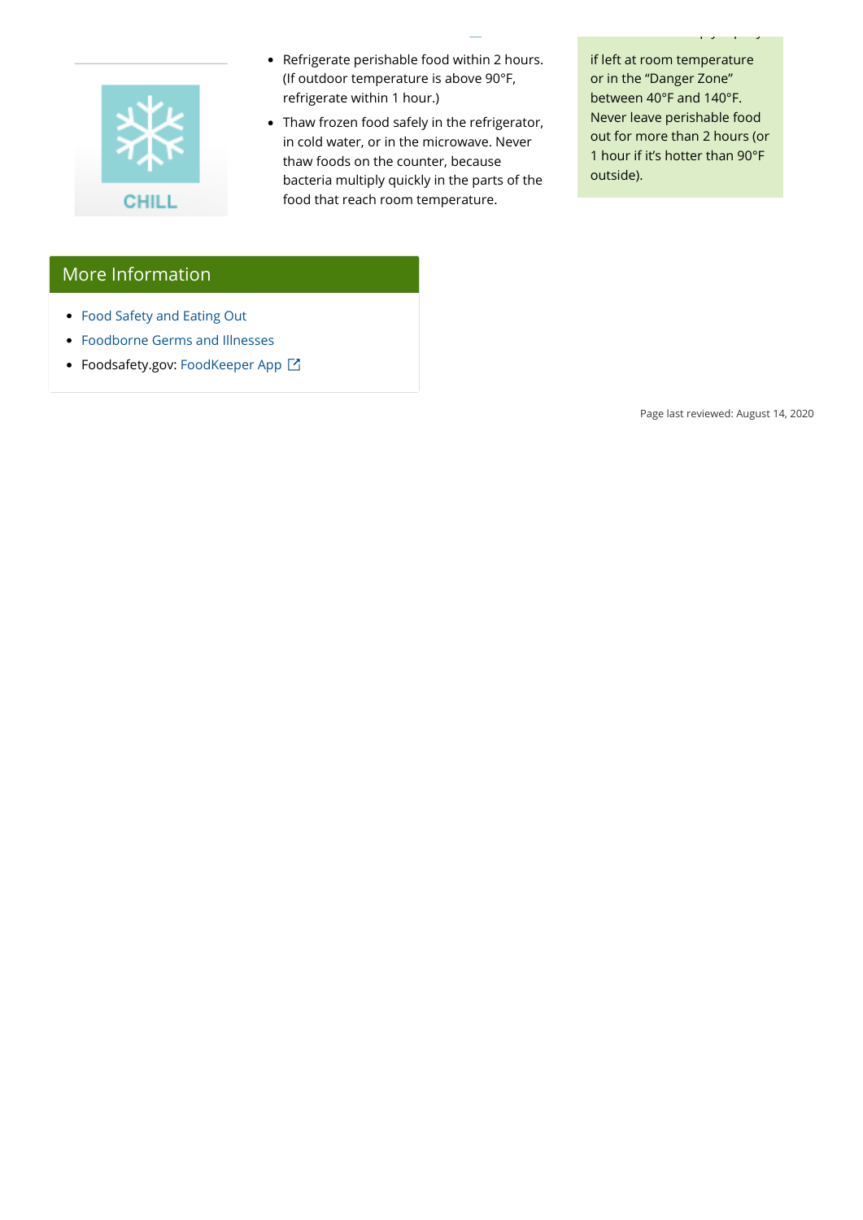CHILL

- Refrigerate perishable food within 2 hours. (If outdoor temperature is above 90°F, refrigerate within 1 hour.)
- Thaw frozen food safely in the refrigerator, in cold water, or in the microwave. Never thaw foods on the counter, because bacteria multiply quickly in the parts of the food that reach room temperature.

if left at room temperature or in the "Danger Zone" between 40°F and 140°F. Never leave perishable food out for more than 2 hours (or 1 hour if it's hotter than 90°F outside).

## More Information

- Food Safety and Eating Out
- Foodborne Germs and Illnesses
- Foodsafety.gov: FoodKeeper App

Page last reviewed: August 14, 2020